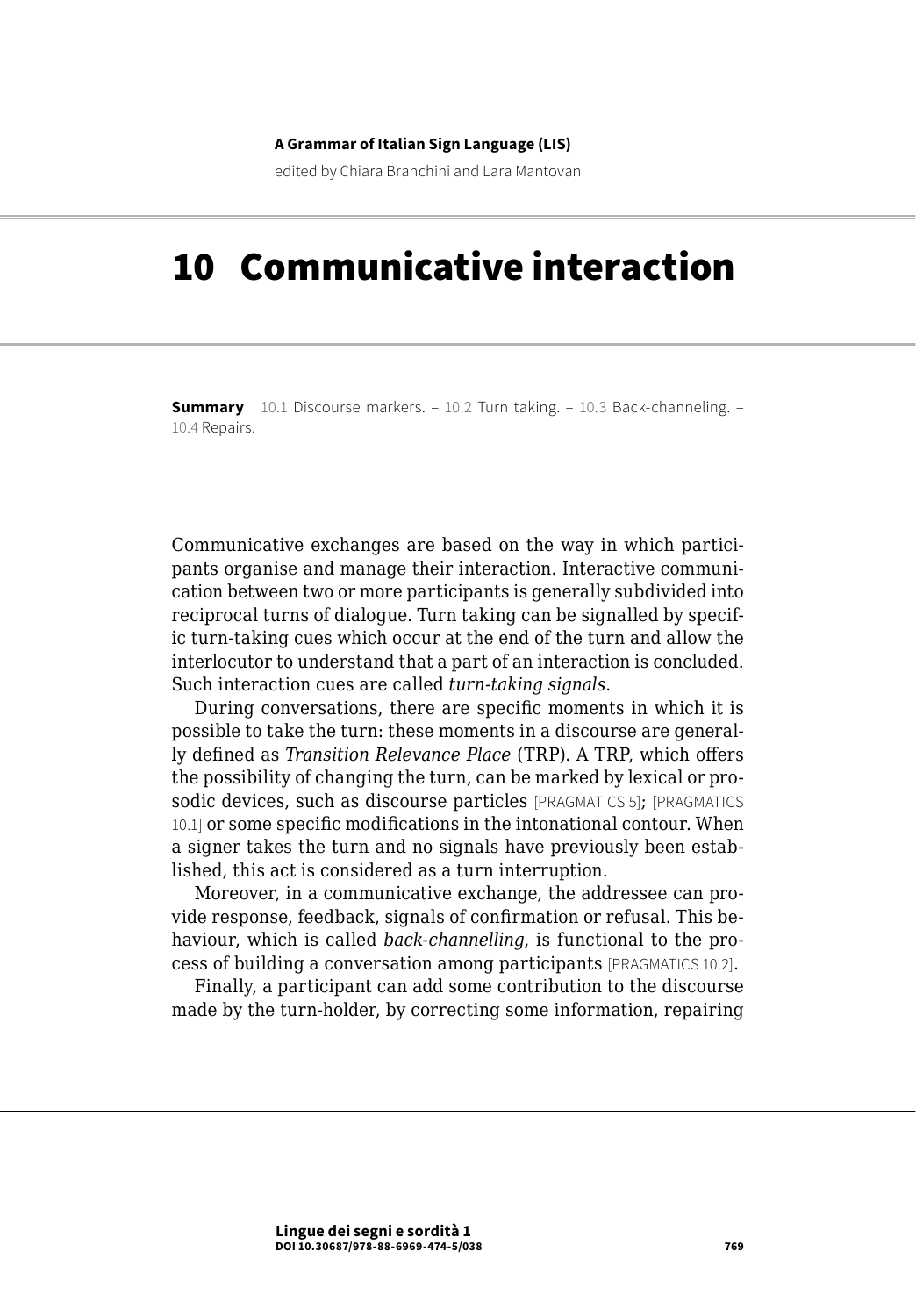**A Grammar of Italian Sign Language (LIS)**

edited by Chiara Branchini and Lara Mantovan

# 10 Communicative interaction

**Summary** 10.1 Discourse markers. – 10.2 Turn taking. – 10.3 Back-channeling. – 10.4 Repairs.

Communicative exchanges are based on the way in which participants organise and manage their interaction. Interactive communication between two or more participants is generally subdivided into reciprocal turns of dialogue. Turn taking can be signalled by specific turn-taking cues which occur at the end of the turn and allow the interlocutor to understand that a part of an interaction is concluded. Such interaction cues are called *turn-taking signals*.

During conversations, there are specific moments in which it is possible to take the turn: these moments in a discourse are generally defined as *Transition Relevance Place* (TRP). A TRP, which offers the possibility of changing the turn, can be marked by lexical or prosodic devices, such as discourse particles [PRAGMATICS 5]; [PRAGMATICS 10.1] or some specific modifications in the intonational contour. When a signer takes the turn and no signals have previously been established, this act is considered as a turn interruption.

Moreover, in a communicative exchange, the addressee can provide response, feedback, signals of confirmation or refusal. This behaviour, which is called *back-channelling*, is functional to the process of building a conversation among participants [PRAGMATICS 10.2].

Finally, a participant can add some contribution to the discourse made by the turn-holder, by correcting some information, repairing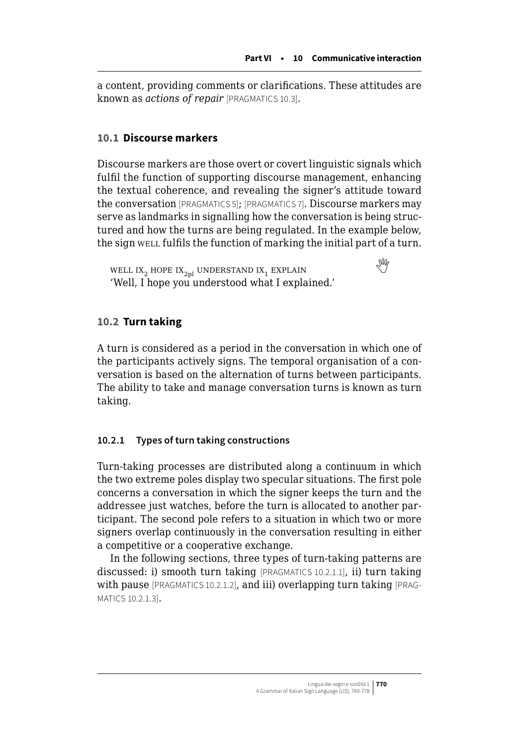a content, providing comments or clarifications. These attitudes are known as *actions of repair* [PRAGMATICS 10.3].

## 10.1 Discourse markers

Discourse markers are those overt or covert linguistic signals which fulfil the function of supporting discourse management, enhancing the textual coherence, and revealing the signer's attitude toward the conversation [PRAGMATICS 5]; [PRAGMATICS 7]. Discourse markers may serve as landmarks in signalling how the conversation is being structured and how the turns are being regulated. In the example below, the sign WELL fulfils the function of marking the initial part of a turn.

WELL $\text{IX}_2$ HOPE $\text{IX}_{2pl}$ UNDERSTAND $\text{IX}_1$ EXPLAIN
'Well, I hope you understood what I explained.'

## 10.2 Turn taking

A turn is considered as a period in the conversation in which one of the participants actively signs. The temporal organisation of a conversation is based on the alternation of turns between participants. The ability to take and manage conversation turns is known as turn taking.

### 10.2.1 Types of turn taking constructions

Turn-taking processes are distributed along a continuum in which the two extreme poles display two specular situations. The first pole concerns a conversation in which the signer keeps the turn and the addressee just watches, before the turn is allocated to another participant. The second pole refers to a situation in which two or more signers overlap continuously in the conversation resulting in either a competitive or a cooperative exchange.

In the following sections, three types of turn-taking patterns are discussed: i) smooth turn taking [PRAGMATICS 10.2.1.1], ii) turn taking with pause [PRAGMATICS 10.2.1.2], and iii) overlapping turn taking [PRAGMATICS 10.2.1.3].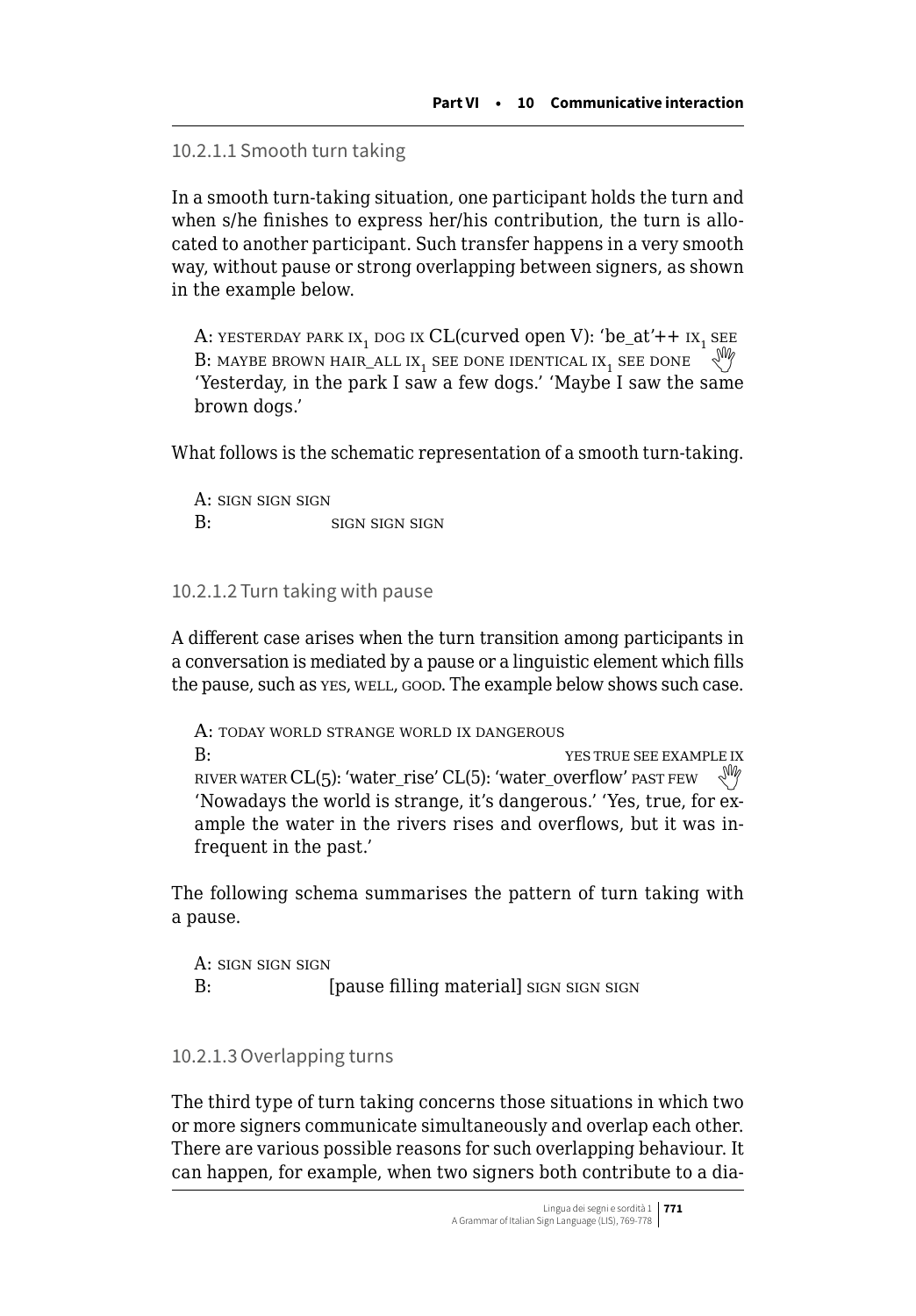#### 10.2.1.1 Smooth turn taking

In a smooth turn-taking situation, one participant holds the turn and when s/he finishes to express her/his contribution, the turn is allocated to another participant. Such transfer happens in a very smooth way, without pause or strong overlapping between signers, as shown in the example below.

> A: YESTERDAY PARK $IX_1$ DOG IX CL(curved open V): 'be_at'++ $IX_1$ SEE
> B: MAYBE BROWN HAIR_ALL $IX_1$ SEE DONE IDENTICAL $IX_1$ SEE DONE
> 'Yesterday, in the park I saw a few dogs.' 'Maybe I saw the same brown dogs.'

What follows is the schematic representation of a smooth turn-taking.

```
A: SIGN SIGN SIGN
B:                SIGN SIGN SIGN
```

#### 10.2.1.2 Turn taking with pause

A different case arises when the turn transition among participants in a conversation is mediated by a pause or a linguistic element which fills the pause, such as YES, WELL, GOOD. The example below shows such case.

> A: TODAY WORLD STRANGE WORLD IX DANGEROUS
> B: YES TRUE SEE EXAMPLE IX RIVER WATER CL(5): 'water_rise' CL(5): 'water_overflow' PAST FEW
> 'Nowadays the world is strange, it's dangerous.' 'Yes, true, for example the water in the rivers rises and overflows, but it was infrequent in the past.'

The following schema summarises the pattern of turn taking with a pause.

```
A: SIGN SIGN SIGN
B:                [pause filling material] SIGN SIGN SIGN
```

#### 10.2.1.3 Overlapping turns

The third type of turn taking concerns those situations in which two or more signers communicate simultaneously and overlap each other. There are various possible reasons for such overlapping behaviour. It can happen, for example, when two signers both contribute to a dia-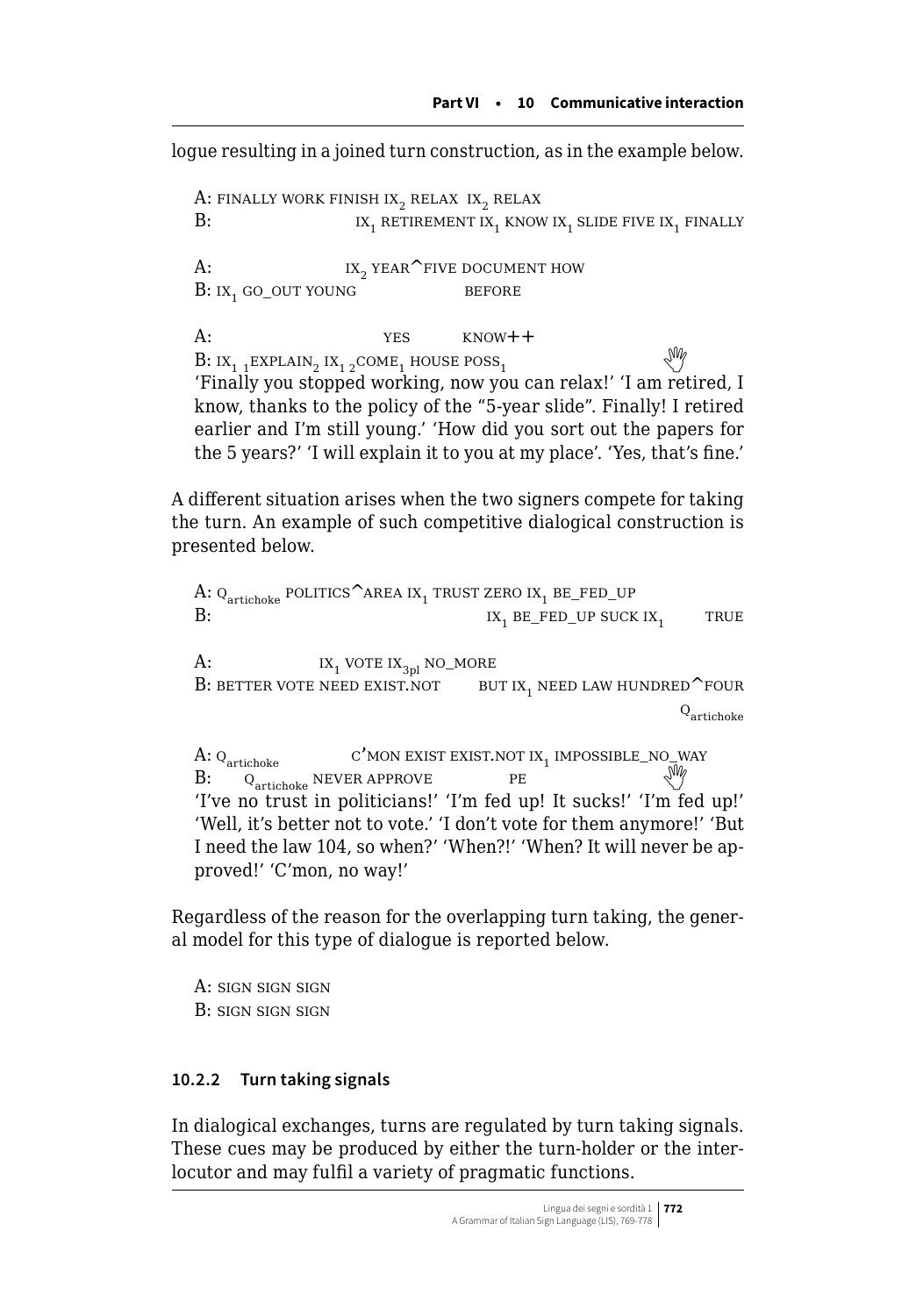logue resulting in a joined turn construction, as in the example below.

```
A: FINALLY WORK FINISH IX2 RELAX  IX2 RELAX
B:                   IX1 RETIREMENT IX1 KNOW IX1 SLIDE FIVE IX1 FINALLY

A:                   IX2 YEAR^FIVE DOCUMENT HOW
B: IX1 GO_OUT YOUNG                BEFORE

A:                        YES        KNOW++
B: IX1 1EXPLAIN2 IX1 2COME1 HOUSE POSS1
```

'Finally you stopped working, now you can relax!' 'I am retired, I know, thanks to the policy of the "5-year slide". Finally! I retired earlier and I'm still young.' 'How did you sort out the papers for the 5 years?' 'I will explain it to you at my place'. 'Yes, that's fine.'

A different situation arises when the two signers compete for taking the turn. An example of such competitive dialogical construction is presented below.

```
A: Qartichoke POLITICS^AREA IX1 TRUST ZERO IX1 BE_FED_UP
B:                                  IX1 BE_FED_UP SUCK IX1        TRUE

A:                 IX1 VOTE IX3pl NO_MORE
B: BETTER VOTE NEED EXIST.NOT       BUT IX1 NEED LAW HUNDRED^FOUR
                                                          Qartichoke

A: Qartichoke          C'MON EXIST EXIST.NOT IX1 IMPOSSIBLE_NO_WAY
B:     Qartichoke NEVER APPROVE          PE
```

'I've no trust in politicians!' 'I'm fed up! It sucks!' 'I'm fed up!' 'Well, it's better not to vote.' 'I don't vote for them anymore!' 'But I need the law 104, so when?' 'When?!' 'When? It will never be approved!' 'C'mon, no way!'

Regardless of the reason for the overlapping turn taking, the general model for this type of dialogue is reported below.

```
A: SIGN SIGN SIGN
B: SIGN SIGN SIGN
```

### 10.2.2 Turn taking signals

In dialogical exchanges, turns are regulated by turn taking signals. These cues may be produced by either the turn-holder or the interlocutor and may fulfil a variety of pragmatic functions.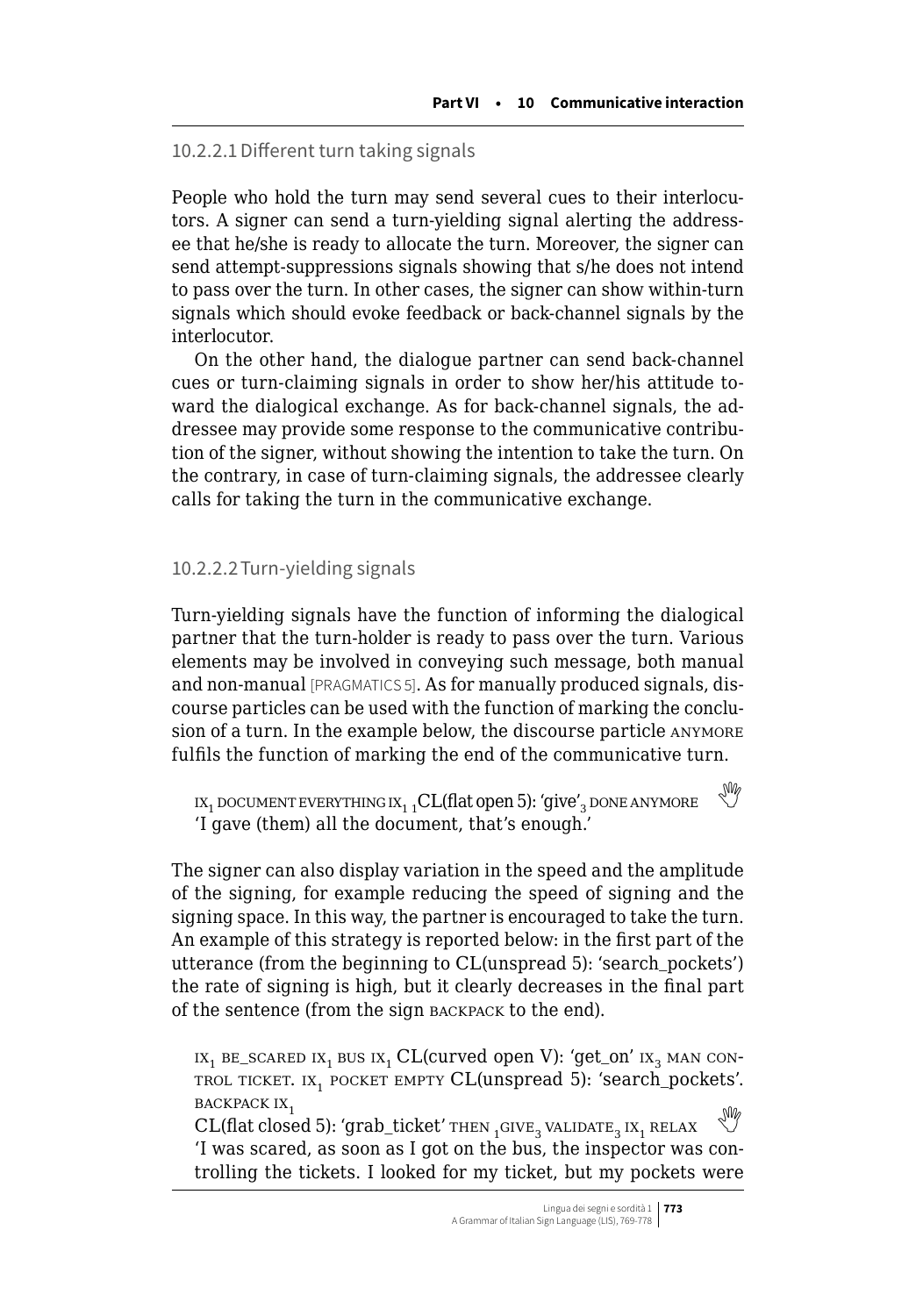### 10.2.2.1 Different turn taking signals

People who hold the turn may send several cues to their interlocutors. A signer can send a turn-yielding signal alerting the addressee that he/she is ready to allocate the turn. Moreover, the signer can send attempt-suppressions signals showing that s/he does not intend to pass over the turn. In other cases, the signer can show within-turn signals which should evoke feedback or back-channel signals by the interlocutor.

On the other hand, the dialogue partner can send back-channel cues or turn-claiming signals in order to show her/his attitude toward the dialogical exchange. As for back-channel signals, the addressee may provide some response to the communicative contribution of the signer, without showing the intention to take the turn. On the contrary, in case of turn-claiming signals, the addressee clearly calls for taking the turn in the communicative exchange.

### 10.2.2.2 Turn-yielding signals

Turn-yielding signals have the function of informing the dialogical partner that the turn-holder is ready to pass over the turn. Various elements may be involved in conveying such message, both manual and non-manual [PRAGMATICS 5]. As for manually produced signals, discourse particles can be used with the function of marking the conclusion of a turn. In the example below, the discourse particle ANYMORE fulfils the function of marking the end of the communicative turn.

> $\text{IX}_1$ DOCUMENT EVERYTHING $\text{IX}_1$ $_1$CL(flat open 5): 'give'$_3$ DONE ANYMORE
> 'I gave (them) all the document, that's enough.'

The signer can also display variation in the speed and the amplitude of the signing, for example reducing the speed of signing and the signing space. In this way, the partner is encouraged to take the turn. An example of this strategy is reported below: in the first part of the utterance (from the beginning to CL(unspread 5): 'search_pockets') the rate of signing is high, but it clearly decreases in the final part of the sentence (from the sign BACKPACK to the end).

> $\text{IX}_1$ BE_SCARED $\text{IX}_1$ BUS $\text{IX}_1$ CL(curved open V): 'get_on' $\text{IX}_3$ MAN CONTROL TICKET. $\text{IX}_1$ POCKET EMPTY CL(unspread 5): 'search_pockets'. BACKPACK $\text{IX}_1$
> CL(flat closed 5): 'grab_ticket' THEN $_1$GIVE$_3$ VALIDATE$_3$ $\text{IX}_1$ RELAX
> 'I was scared, as soon as I got on the bus, the inspector was controlling the tickets. I looked for my ticket, but my pockets were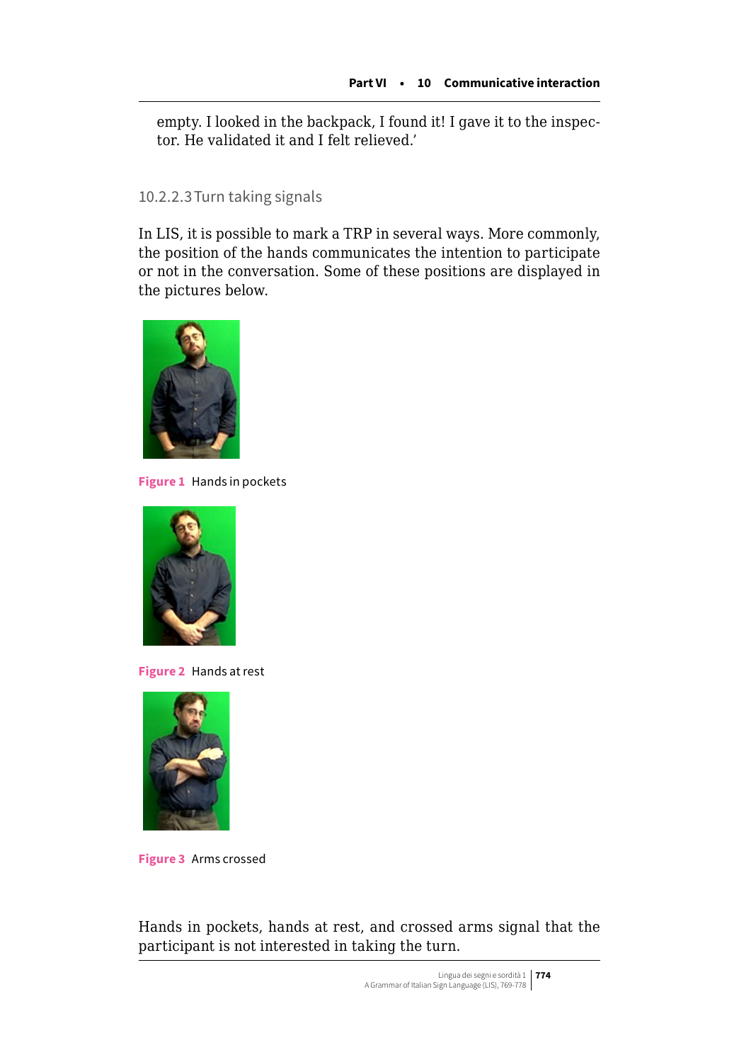empty. I looked in the backpack, I found it! I gave it to the inspector. He validated it and I felt relieved.'

#### 10.2.2.3 Turn taking signals

In LIS, it is possible to mark a TRP in several ways. More commonly, the position of the hands communicates the intention to participate or not in the conversation. Some of these positions are displayed in the pictures below.

**Figure 1** Hands in pockets

**Figure 2** Hands at rest

**Figure 3** Arms crossed

Hands in pockets, hands at rest, and crossed arms signal that the participant is not interested in taking the turn.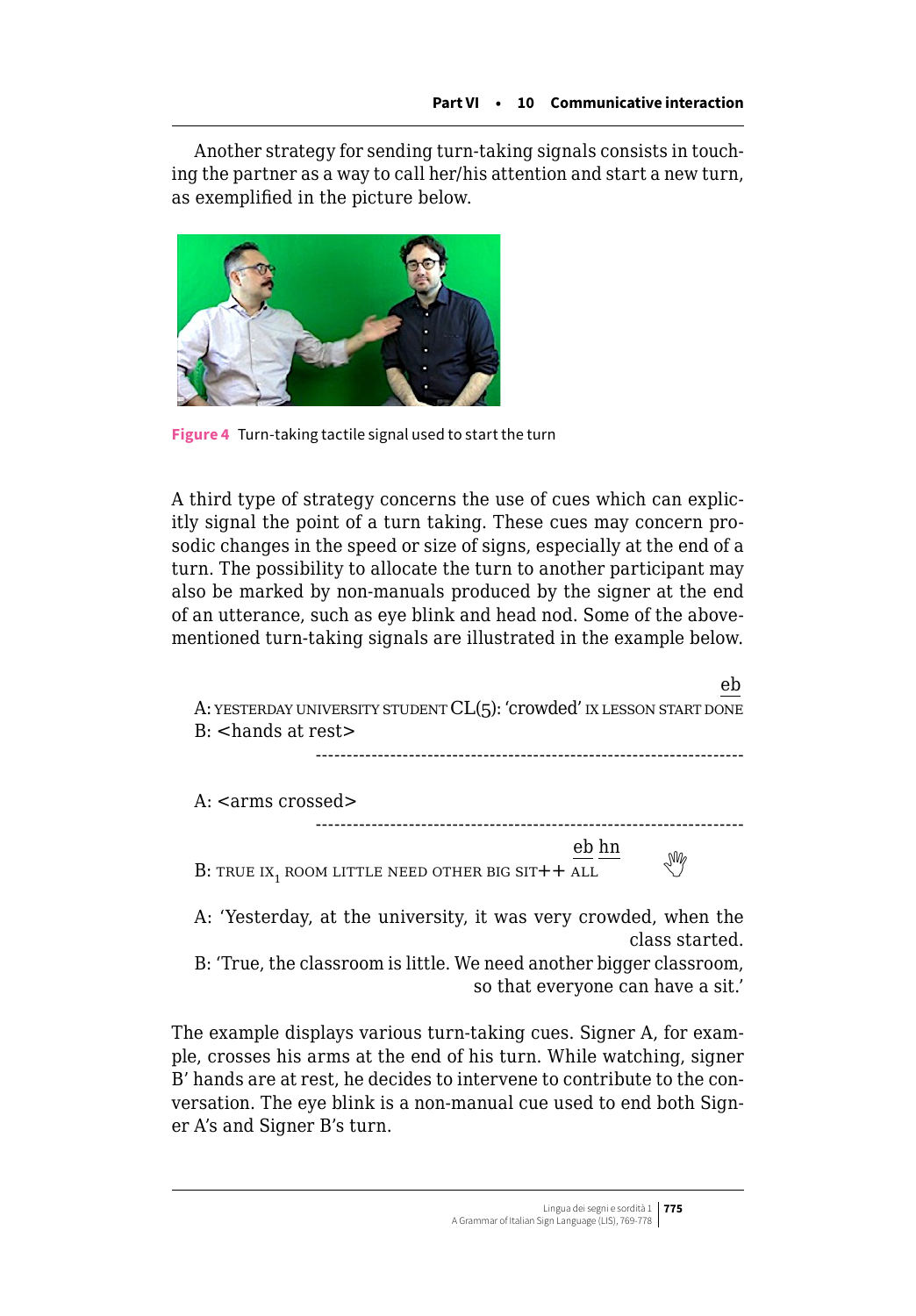Another strategy for sending turn-taking signals consists in touching the partner as a way to call her/his attention and start a new turn, as exemplified in the picture below.

**Figure 4** Turn-taking tactile signal used to start the turn

A third type of strategy concerns the use of cues which can explicitly signal the point of a turn taking. These cues may concern prosodic changes in the speed or size of signs, especially at the end of a turn. The possibility to allocate the turn to another participant may also be marked by non-manuals produced by the signer at the end of an utterance, such as eye blink and head nod. Some of the above-mentioned turn-taking signals are illustrated in the example below.

```
                                                                              eb
A: YESTERDAY UNIVERSITY STUDENT CL(5): 'crowded' IX LESSON START DONE
B: <hands at rest>
                 ---------------------------------------------------------

A: <arms crossed>
                 ---------------------------------------------------------
                                                    eb hn
B: TRUE IX_1 ROOM LITTLE NEED OTHER BIG SIT++ ALL
```

A: 'Yesterday, at the university, it was very crowded, when the class started.
B: 'True, the classroom is little. We need another bigger classroom, so that everyone can have a sit.'

The example displays various turn-taking cues. Signer A, for example, crosses his arms at the end of his turn. While watching, signer B' hands are at rest, he decides to intervene to contribute to the conversation. The eye blink is a non-manual cue used to end both Signer A's and Signer B's turn.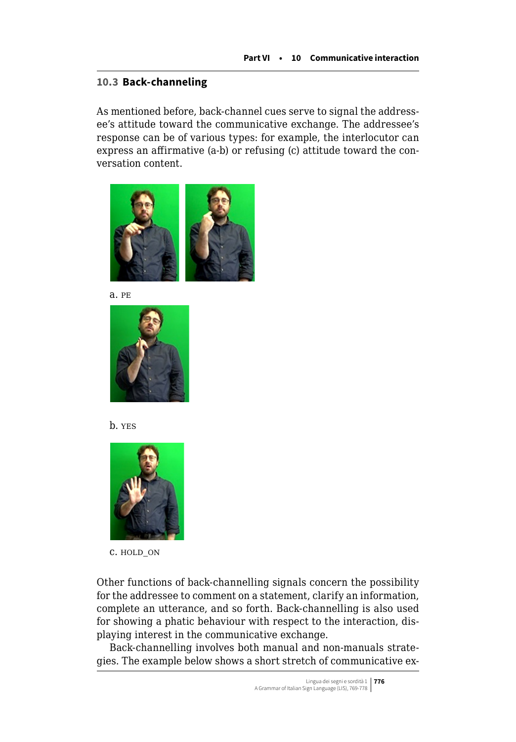## 10.3 Back-channeling

As mentioned before, back-channel cues serve to signal the addressee's attitude toward the communicative exchange. The addressee's response can be of various types: for example, the interlocutor can express an affirmative (a-b) or refusing (c) attitude toward the conversation content.

a. PE

b. YES

c. HOLD_ON

Other functions of back-channelling signals concern the possibility for the addressee to comment on a statement, clarify an information, complete an utterance, and so forth. Back-channelling is also used for showing a phatic behaviour with respect to the interaction, displaying interest in the communicative exchange.

Back-channelling involves both manual and non-manuals strategies. The example below shows a short stretch of communicative ex-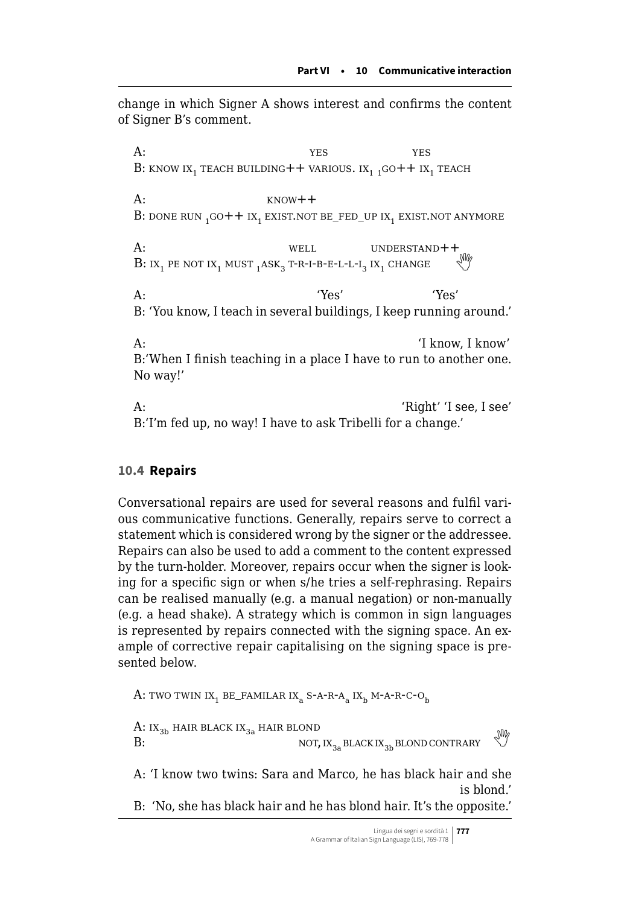change in which Signer A shows interest and confirms the content of Signer B's comment.

A: YES YES
B: KNOW $IX_1$ TEACH BUILDING++ VARIOUS. $IX_1$ $_1GO$++ $IX_1$ TEACH

A: KNOW++
B: DONE RUN $_1GO$++ $IX_1$ EXIST.NOT BE_FED_UP $IX_1$ EXIST.NOT ANYMORE

A: WELL UNDERSTAND++
B: $IX_1$ PE NOT $IX_1$ MUST $_1ASK_3$ T-R-I-B-E-L-L-$I_3$ $IX_1$ CHANGE

A: 'Yes' 'Yes'
B: 'You know, I teach in several buildings, I keep running around.'

A: 'I know, I know'
B:'When I finish teaching in a place I have to run to another one. No way!'

A: 'Right' 'I see, I see'
B:'I'm fed up, no way! I have to ask Tribelli for a change.'

## 10.4 Repairs

Conversational repairs are used for several reasons and fulfil various communicative functions. Generally, repairs serve to correct a statement which is considered wrong by the signer or the addressee. Repairs can also be used to add a comment to the content expressed by the turn-holder. Moreover, repairs occur when the signer is looking for a specific sign or when s/he tries a self-rephrasing. Repairs can be realised manually (e.g. a manual negation) or non-manually (e.g. a head shake). A strategy which is common in sign languages is represented by repairs connected with the signing space. An example of corrective repair capitalising on the signing space is presented below.

A: TWO TWIN $IX_1$ BE_FAMILAR $IX_a$ S-A-R-$A_a$ $IX_b$ M-A-R-C-$O_b$

A: $IX_{3b}$ HAIR BLACK $IX_{3a}$ HAIR BLOND
B: NOT, $IX_{3a}$ BLACK $IX_{3b}$ BLOND CONTRARY

A: 'I know two twins: Sara and Marco, he has black hair and she is blond.'
B: 'No, she has black hair and he has blond hair. It's the opposite.'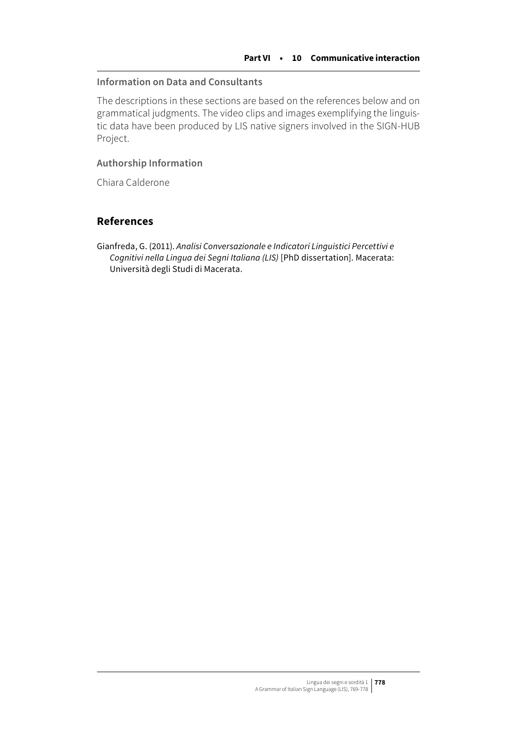### Information on Data and Consultants

The descriptions in these sections are based on the references below and on grammatical judgments. The video clips and images exemplifying the linguistic data have been produced by LIS native signers involved in the SIGN-HUB Project.

### Authorship Information

Chiara Calderone

## References

Gianfreda, G. (2011). *Analisi Conversazionale e Indicatori Linguistici Percettivi e Cognitivi nella Lingua dei Segni Italiana (LIS)* [PhD dissertation]. Macerata: Università degli Studi di Macerata.